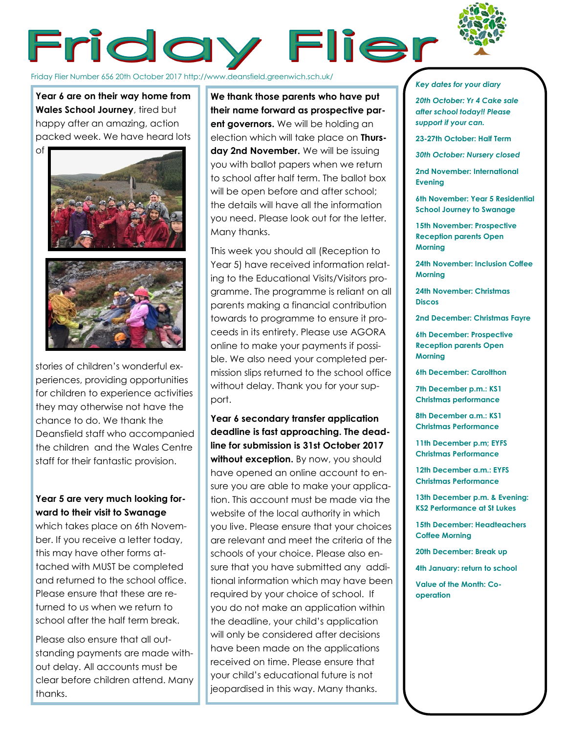# Friday Flier

Friday Flier Number 656 20th October 2017 http://www.deansfield.greenwich.sch.uk/

**Year 6 are on their way home from Wales School Journey**, tired but happy after an amazing, action packed week. We have heard lots of stories of children's wonderful experiences, providing opportunities for children to experience activities they may otherwise not have the chance to do. We thank the Deansfield staff who accompanied the children and the Wales Centre staff for their fantastic provision.

**Year 5 are very much looking forward to their visit to Swanage** which takes place on 6th November. If you receive a letter today, this may have other forms attached with MUST be completed and returned to the school office. Please ensure that these are returned to us when we return to school after the half term break.

Please also ensure that all outstanding payments are made without delay. All accounts must be clear before children attend. Many thanks.

**We thank those parents who have put their name forward as prospective parent governors.** We will be holding an election which will take place on **Thursday 2nd November.** We will be issuing you with ballot papers when we return to school after half term. The ballot box will be open before and after school; the details will have all the information you need. Please look out for the letter. Many thanks.

This week you should all (Reception to Year 5) have received information relating to the Educational Visits/Visitors programme. The programme is reliant on all parents making a financial contribution towards to programme to ensure it proceeds in its entirety. Please use AGORA online to make your payments if possible. We also need your completed permission slips returned to the school office without delay. Thank you for your support.

**Year 6 secondary transfer application deadline is fast approaching. The deadline for submission is 31st October 2017 without exception.** By now, you should have opened an online account to ensure you are able to make your application. This account must be made via the website of the local authority in which you live. Please ensure that your choices are relevant and meet the criteria of the schools of your choice. Please also ensure that you have submitted any additional information which may have been required by your choice of school. If you do not make an application within the deadline, your child's application will only be considered after decisions have been made on the applications received on time. Please ensure that your child's educational future is not jeopardised in this way. Many thanks.

*Key dates for your diary*

***20th October: Yr 4 Cake sale after school today!! Please support if you can.***

**23-27th October: Half Term**

***30th October: Nursery closed***

**2nd November: International Evening**

**6th November: Year 5 Residential School Journey to Swanage**

**15th November: Prospective Reception parents Open Morning**

**24th November: Inclusion Coffee Morning**

**24th November: Christmas Discos**

**2nd December: Christmas Fayre**

**6th December: Prospective Reception parents Open Morning**

**6th December: Carolthon**

**7th December p.m.: KS1 Christmas performance**

**8th December a.m.: KS1 Christmas Performance**

**11th December p.m; EYFS Christmas Performance**

**12th December a.m.: EYFS Christmas Performance**

**13th December p.m. & Evening: KS2 Performance at St Lukes**

**15th December: Headteachers Coffee Morning**

**20th December: Break up**

**4th January: return to school**

**Value of the Month: Co-operation**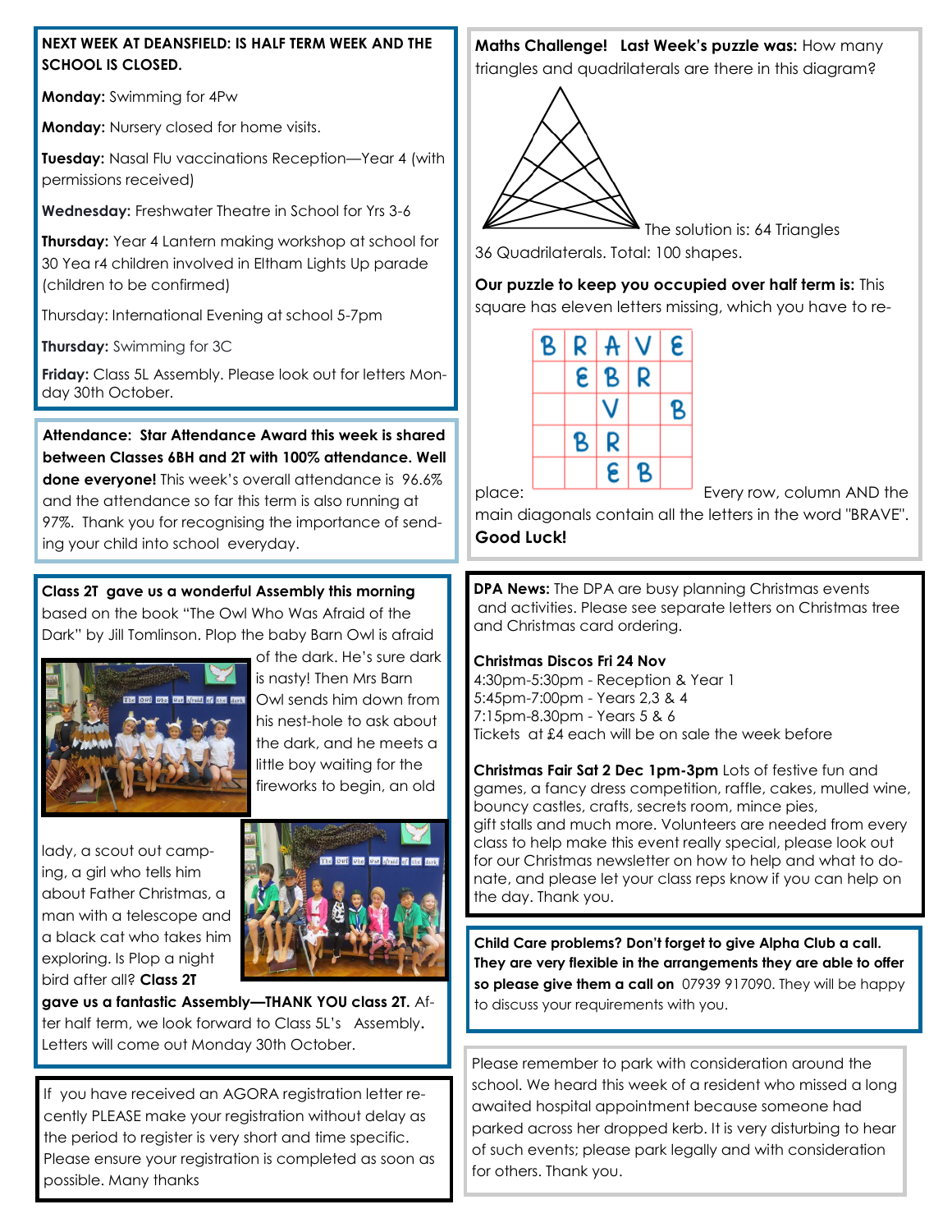**NEXT WEEK AT DEANSFIELD: IS HALF TERM WEEK AND THE SCHOOL IS CLOSED.**

**Monday:** Swimming for 4Pw

**Monday:** Nursery closed for home visits.

**Tuesday:** Nasal Flu vaccinations Reception—Year 4 (with permissions received)

**Wednesday:** Freshwater Theatre in School for Yrs 3-6

**Thursday:** Year 4 Lantern making workshop at school for 30 Yea r4 children involved in Eltham Lights Up parade (children to be confirmed)

Thursday: International Evening at school 5-7pm

**Thursday:** Swimming for 3C

**Friday:** Class 5L Assembly. Please look out for letters Monday 30th October.

**Attendance: Star Attendance Award this week is shared between Classes 6BH and 2T with 100% attendance. Well done everyone!** This week's overall attendance is 96.6% and the attendance so far this term is also running at 97%. Thank you for recognising the importance of sending your child into school everyday.

**Class 2T gave us a wonderful Assembly this morning** based on the book "The Owl Who Was Afraid of the Dark" by Jill Tomlinson. Plop the baby Barn Owl is afraid of the dark. He's sure dark is nasty! Then Mrs Barn Owl sends him down from his nest-hole to ask about the dark, and he meets a little boy waiting for the fireworks to begin, an old lady, a scout out camping, a girl who tells him about Father Christmas, a man with a telescope and a black cat who takes him exploring. Is Plop a night bird after all? **Class 2T gave us a fantastic Assembly—THANK YOU class 2T.** After half term, we look forward to Class 5L's Assembly**.** Letters will come out Monday 30th October.

If you have received an AGORA registration letter recently PLEASE make your registration without delay as the period to register is very short and time specific. Please ensure your registration is completed as soon as possible. Many thanks

**Maths Challenge! Last Week's puzzle was:** How many triangles and quadrilaterals are there in this diagram?

The solution is: 64 Triangles 36 Quadrilaterals. Total: 100 shapes.

**Our puzzle to keep you occupied over half term is:** This square has eleven letters missing, which you have to replace:

| | | | | |
|---|---|---|---|---|
| B | R | A | V | E |
| | E | B | R | |
| | | V | | B |
| | B | R | | |
| | | E | B | |

Every row, column AND the main diagonals contain all the letters in the word "BRAVE". **Good Luck!**

**DPA News:** The DPA are busy planning Christmas events and activities. Please see separate letters on Christmas tree and Christmas card ordering.

**Christmas Discos Fri 24 Nov**
4:30pm-5:30pm - Reception & Year 1
5:45pm-7:00pm - Years 2,3 & 4
7:15pm-8.30pm - Years 5 & 6
Tickets at £4 each will be on sale the week before

**Christmas Fair Sat 2 Dec 1pm-3pm** Lots of festive fun and games, a fancy dress competition, raffle, cakes, mulled wine, bouncy castles, crafts, secrets room, mince pies, gift stalls and much more. Volunteers are needed from every class to help make this event really special, please look out for our Christmas newsletter on how to help and what to donate, and please let your class reps know if you can help on the day. Thank you.

**Child Care problems? Don't forget to give Alpha Club a call. They are very flexible in the arrangements they are able to offer so please give them a call on** 07939 917090. They will be happy to discuss your requirements with you.

Please remember to park with consideration around the school. We heard this week of a resident who missed a long awaited hospital appointment because someone had parked across her dropped kerb. It is very disturbing to hear of such events; please park legally and with consideration for others. Thank you.